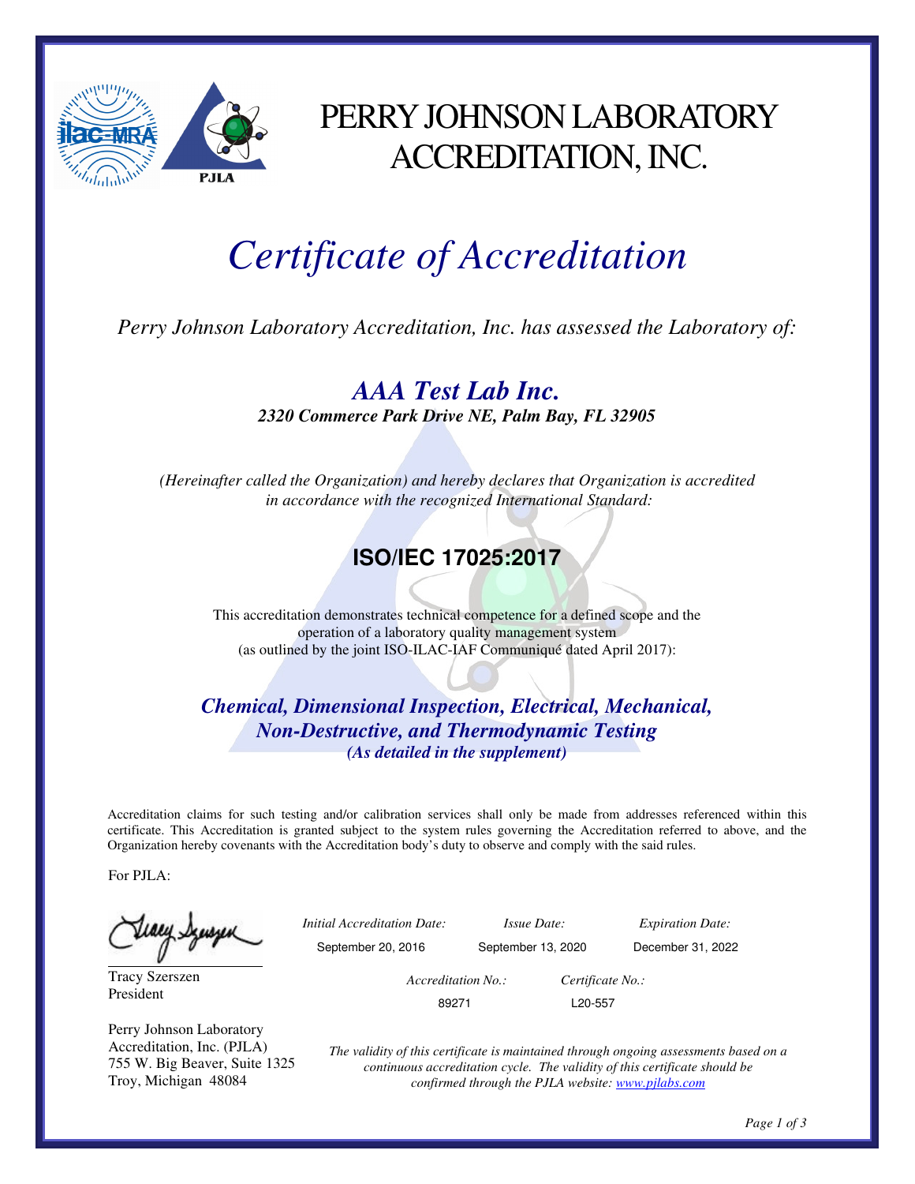# PERRY JOHNSON LABORATORY ACCREDITATION, INC.

# *Certificate of Accreditation*

*Perry Johnson Laboratory Accreditation, Inc. has assessed the Laboratory of:*

## *AAA Test Lab Inc.*

***2320 Commerce Park Drive NE, Palm Bay, FL 32905***

*(Hereinafter called the Organization) and hereby declares that Organization is accredited in accordance with the recognized International Standard:*

## **ISO/IEC 17025:2017**

This accreditation demonstrates technical competence for a defined scope and the operation of a laboratory quality management system (as outlined by the joint ISO-ILAC-IAF Communiqué dated April 2017):

***Chemical, Dimensional Inspection, Electrical, Mechanical, Non-Destructive, and Thermodynamic Testing***
***(As detailed in the supplement)***

Accreditation claims for such testing and/or calibration services shall only be made from addresses referenced within this certificate. This Accreditation is granted subject to the system rules governing the Accreditation referred to above, and the Organization hereby covenants with the Accreditation body's duty to observe and comply with the said rules.

For PJLA:

Tracy Szerszen
President

Perry Johnson Laboratory Accreditation, Inc. (PJLA)
755 W. Big Beaver, Suite 1325
Troy, Michigan 48084

| *Initial Accreditation Date:* | *Issue Date:* | *Expiration Date:* |
|---|---|---|
| September 20, 2016 | September 13, 2020 | December 31, 2022 |

| *Accreditation No.:* | *Certificate No.:* |
|---|---|
| 89271 | L20-557 |

*The validity of this certificate is maintained through ongoing assessments based on a continuous accreditation cycle. The validity of this certificate should be confirmed through the PJLA website: [www.pjlabs.com](http://www.pjlabs.com)*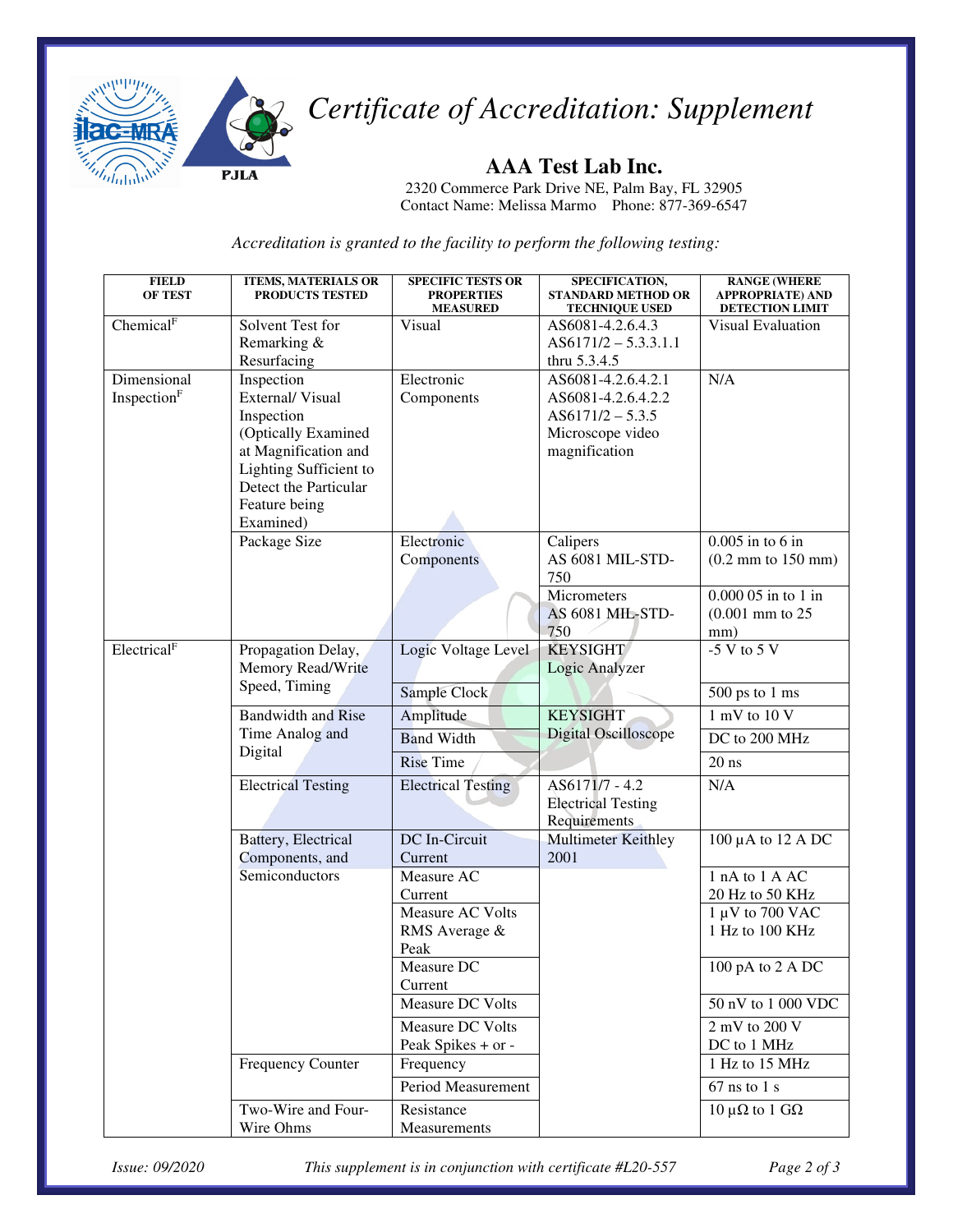# Certificate of Accreditation: Supplement

## AAA Test Lab Inc.

2320 Commerce Park Drive NE, Palm Bay, FL 32905
Contact Name: Melissa Marmo    Phone: 877-369-6547

*Accreditation is granted to the facility to perform the following testing:*

| FIELD OF TEST | ITEMS, MATERIALS OR PRODUCTS TESTED | SPECIFIC TESTS OR PROPERTIES MEASURED | SPECIFICATION, STANDARD METHOD OR TECHNIQUE USED | RANGE (WHERE APPROPRIATE) AND DETECTION LIMIT |
|---|---|---|---|---|
| Chemical[F] | Solvent Test for Remarking & Resurfacing | Visual | AS6081-4.2.6.4.3 AS6171/2 – 5.3.3.1.1 thru 5.3.4.5 | Visual Evaluation |
| Dimensional Inspection[F] | Inspection External/ Visual Inspection (Optically Examined at Magnification and Lighting Sufficient to Detect the Particular Feature being Examined) | Electronic Components | AS6081-4.2.6.4.2.1 AS6081-4.2.6.4.2.2 AS6171/2 – 5.3.5 Microscope video magnification | N/A |
| | Package Size | Electronic Components | Calipers AS 6081 MIL-STD-750 | 0.005 in to 6 in (0.2 mm to 150 mm) |
| | | | Micrometers AS 6081 MIL-STD-750 | 0.000 05 in to 1 in (0.001 mm to 25 mm) |
| Electrical[F] | Propagation Delay, Memory Read/Write Speed, Timing | Logic Voltage Level | KEYSIGHT Logic Analyzer | -5 V to 5 V |
| | | Sample Clock | | 500 ps to 1 ms |
| | Bandwidth and Rise Time Analog and Digital | Amplitude | KEYSIGHT Digital Oscilloscope | 1 mV to 10 V |
| | | Band Width | | DC to 200 MHz |
| | | Rise Time | | 20 ns |
| | Electrical Testing | Electrical Testing | AS6171/7 - 4.2 Electrical Testing Requirements | N/A |
| | Battery, Electrical Components, and Semiconductors | DC In-Circuit Current | Multimeter Keithley 2001 | 100 µA to 12 A DC |
| | | Measure AC Current | | 1 nA to 1 A AC 20 Hz to 50 KHz |
| | | Measure AC Volts RMS Average & Peak | | 1 µV to 700 VAC 1 Hz to 100 KHz |
| | | Measure DC Current | | 100 pA to 2 A DC |
| | | Measure DC Volts | | 50 nV to 1 000 VDC |
| | | Measure DC Volts Peak Spikes + or - | | 2 mV to 200 V DC to 1 MHz |
| | Frequency Counter | Frequency | | 1 Hz to 15 MHz |
| | | Period Measurement | | 67 ns to 1 s |
| | Two-Wire and Four-Wire Ohms | Resistance Measurements | | 10 µΩ to 1 GΩ |

*Issue: 09/2020*    *This supplement is in conjunction with certificate #L20-557*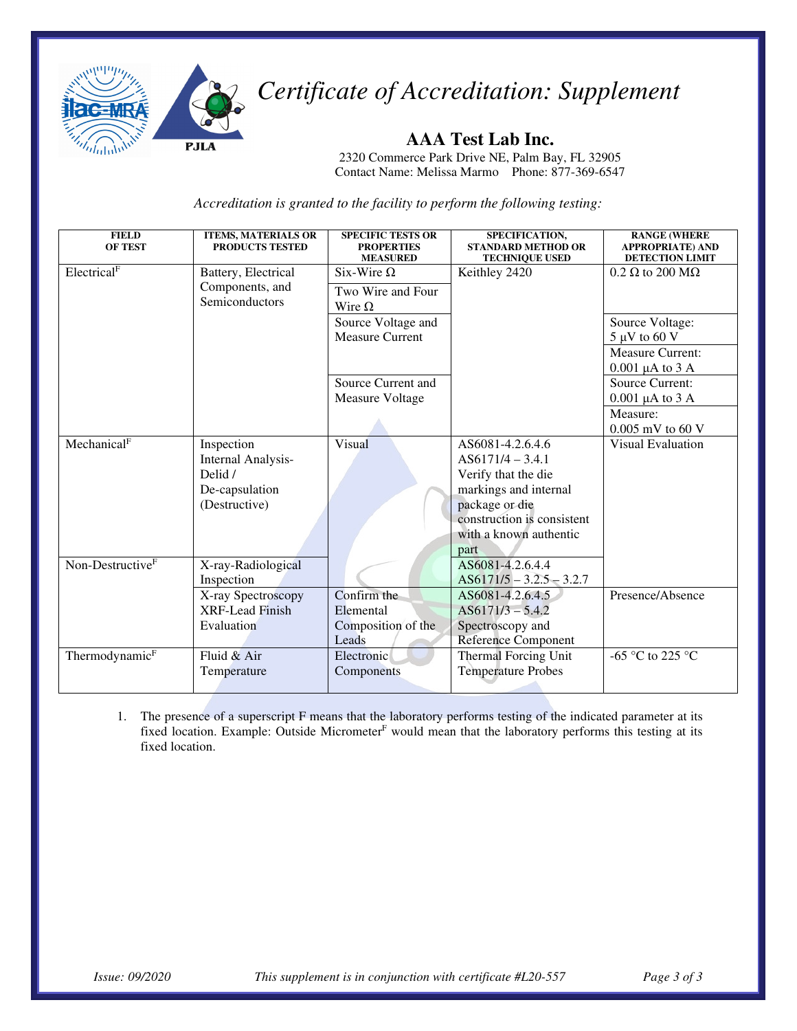# *Certificate of Accreditation: Supplement*

## AAA Test Lab Inc.

2320 Commerce Park Drive NE, Palm Bay, FL 32905
Contact Name: Melissa Marmo    Phone: 877-369-6547

*Accreditation is granted to the facility to perform the following testing:*

| FIELD OF TEST | ITEMS, MATERIALS OR PRODUCTS TESTED | SPECIFIC TESTS OR PROPERTIES MEASURED | SPECIFICATION, STANDARD METHOD OR TECHNIQUE USED | RANGE (WHERE APPROPRIATE) AND DETECTION LIMIT |
|---|---|---|---|---|
| Electrical[F] | Battery, Electrical Components, and Semiconductors | Six-Wire Ω | Keithley 2420 | 0.2 Ω to 200 MΩ |
| | | Two Wire and Four Wire Ω | | |
| | | Source Voltage and Measure Current | | Source Voltage: 5 µV to 60 V |
| | | | | Measure Current: 0.001 µA to 3 A |
| | | Source Current and Measure Voltage | | Source Current: 0.001 µA to 3 A |
| | | | | Measure: 0.005 mV to 60 V |
| Mechanical[F] | Inspection Internal Analysis-Delid / De-capsulation (Destructive) | Visual | AS6081-4.2.6.4.6 AS6171/4 – 3.4.1 Verify that the die markings and internal package or die construction is consistent with a known authentic part | Visual Evaluation |
| Non-Destructive[F] | X-ray-Radiological Inspection | | AS6081-4.2.6.4.4 AS6171/5 – 3.2.5 – 3.2.7 | |
| | X-ray Spectroscopy XRF-Lead Finish Evaluation | Confirm the Elemental Composition of the Leads | AS6081-4.2.6.4.5 AS6171/3 – 5.4.2 Spectroscopy and Reference Component | Presence/Absence |
| Thermodynamic[F] | Fluid & Air Temperature | Electronic Components | Thermal Forcing Unit Temperature Probes | -65 °C to 225 °C |

1. The presence of a superscript F means that the laboratory performs testing of the indicated parameter at its fixed location. Example: Outside Micrometer[F] would mean that the laboratory performs this testing at its fixed location.

*Issue: 09/2020*    *This supplement is in conjunction with certificate #L20-557*